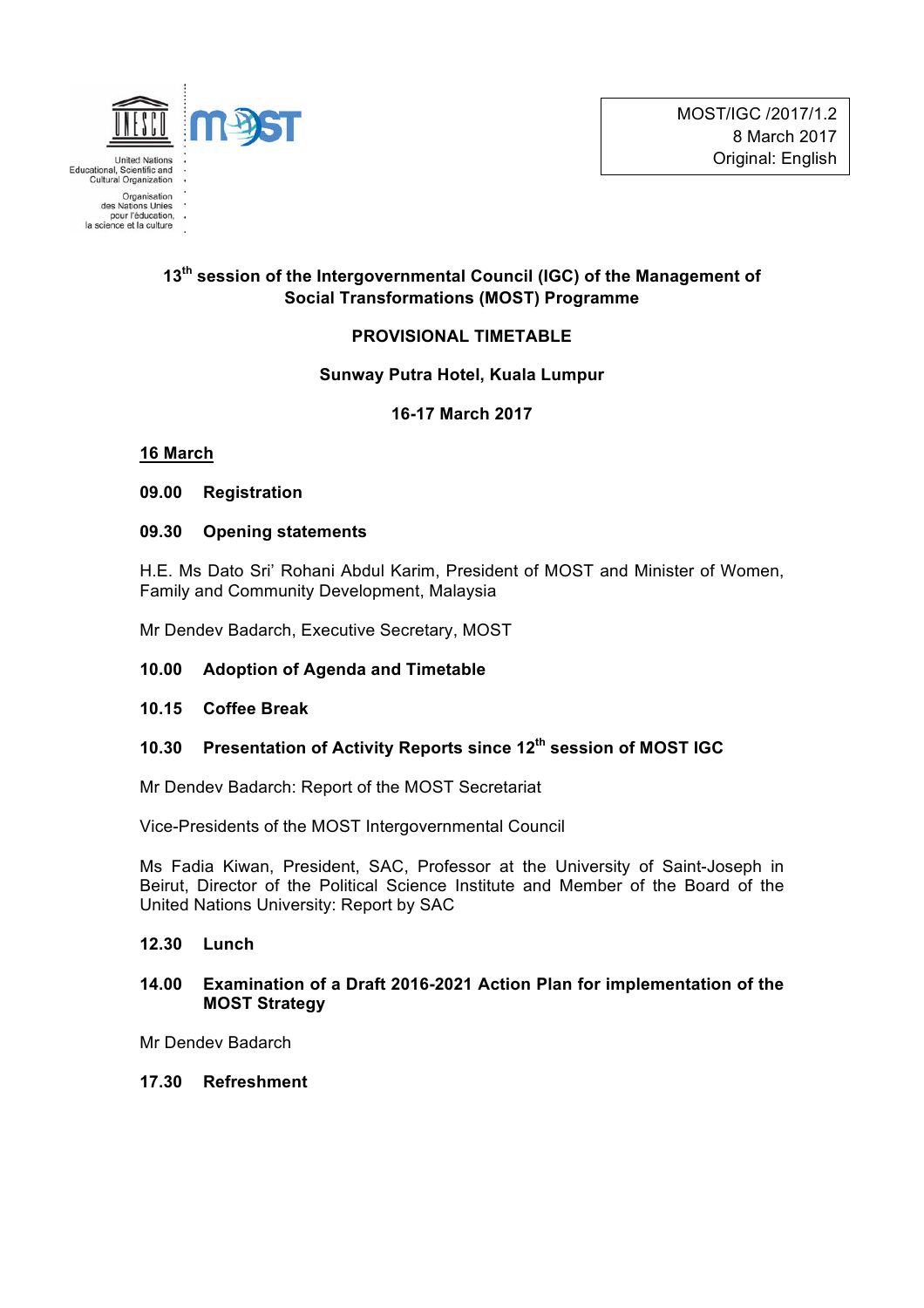United Nations Educational, Scientific and Cultural Organization

Organisation des Nations Unies pour l'éducation, la science et la culture

MOST/IGC /2017/1.2
8 March 2017
Original: English

**13th session of the Intergovernmental Council (IGC) of the Management of Social Transformations (MOST) Programme**

**PROVISIONAL TIMETABLE**

**Sunway Putra Hotel, Kuala Lumpur**

**16-17 March 2017**

**<u>16 March</u>**

**09.00 Registration**

**09.30 Opening statements**

H.E. Ms Dato Sri' Rohani Abdul Karim, President of MOST and Minister of Women, Family and Community Development, Malaysia

Mr Dendev Badarch, Executive Secretary, MOST

**10.00 Adoption of Agenda and Timetable**

**10.15 Coffee Break**

**10.30 Presentation of Activity Reports since 12th session of MOST IGC**

Mr Dendev Badarch: Report of the MOST Secretariat

Vice-Presidents of the MOST Intergovernmental Council

Ms Fadia Kiwan, President, SAC, Professor at the University of Saint-Joseph in Beirut, Director of the Political Science Institute and Member of the Board of the United Nations University: Report by SAC

**12.30 Lunch**

**14.00 Examination of a Draft 2016-2021 Action Plan for implementation of the MOST Strategy**

Mr Dendev Badarch

**17.30 Refreshment**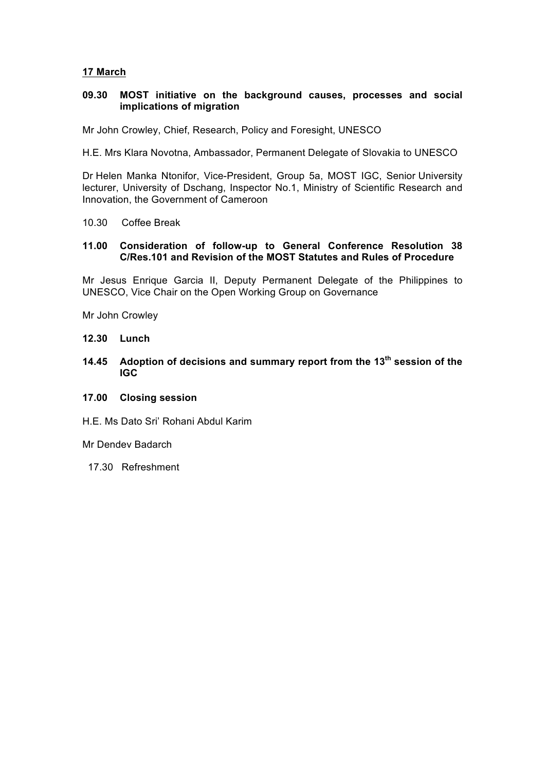**17 March**

**09.30 MOST initiative on the background causes, processes and social implications of migration**

Mr John Crowley, Chief, Research, Policy and Foresight, UNESCO

H.E. Mrs Klara Novotna, Ambassador, Permanent Delegate of Slovakia to UNESCO

Dr Helen Manka Ntonifor, Vice-President, Group 5a, MOST IGC, Senior University lecturer, University of Dschang, Inspector No.1, Ministry of Scientific Research and Innovation, the Government of Cameroon

10.30 Coffee Break

**11.00 Consideration of follow-up to General Conference Resolution 38 C/Res.101 and Revision of the MOST Statutes and Rules of Procedure**

Mr Jesus Enrique Garcia II, Deputy Permanent Delegate of the Philippines to UNESCO, Vice Chair on the Open Working Group on Governance

Mr John Crowley

**12.30 Lunch**

**14.45 Adoption of decisions and summary report from the 13th session of the IGC**

**17.00 Closing session**

H.E. Ms Dato Sri' Rohani Abdul Karim

Mr Dendev Badarch

17.30 Refreshment